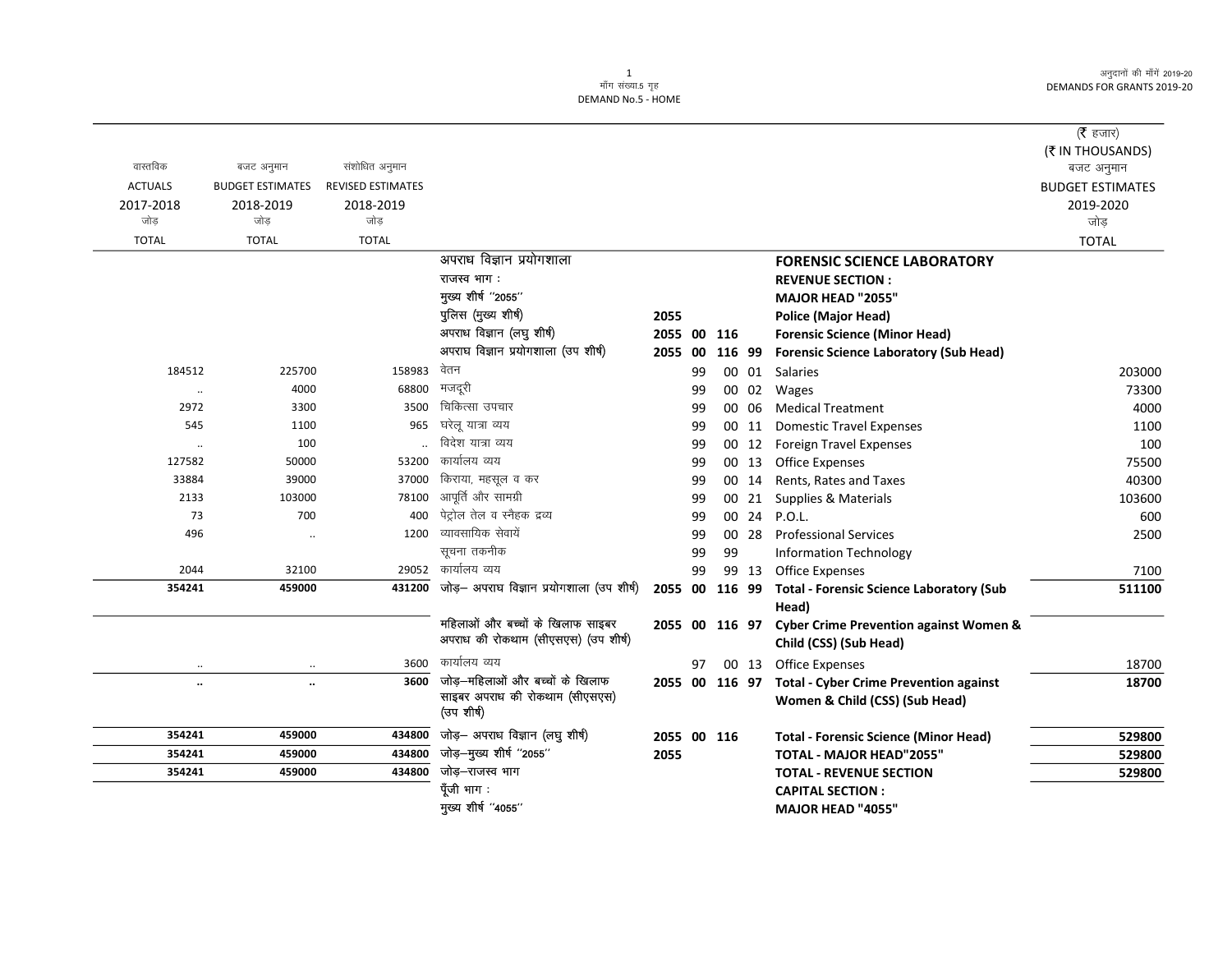माँग संख्या.5 गृह
DEMAND No.5 - HOME

अनुदानों की माँगें 2019-20
DEMANDS FOR GRANTS 2019-20

(₹ हजार)
(₹ IN THOUSANDS)

| वास्तविक ACTUALS 2017-2018 जोड़ TOTAL | बजट अनुमान BUDGET ESTIMATES 2018-2019 जोड़ TOTAL | संशोधित अनुमान REVISED ESTIMATES 2018-2019 जोड़ TOTAL | | | | | | | बजट अनुमान BUDGET ESTIMATES 2019-2020 जोड़ TOTAL |
|---|---|---|---|---|---|---|---|---|---|
| | | | अपराध विज्ञान प्रयोगशाला | | | | | **FORENSIC SCIENCE LABORATORY** | |
| | | | राजस्व भाग : | | | | | **REVENUE SECTION :** | |
| | | | मुख्य शीर्ष ''2055'' | | | | | **MAJOR HEAD "2055"** | |
| | | | पुलिस (मुख्य शीर्ष) | 2055 | | | | **Police (Major Head)** | |
| | | | अपराध विज्ञान (लघु शीर्ष) | 2055 | 00 | 116 | | **Forensic Science (Minor Head)** | |
| | | | अपराघ विज्ञान प्रयोगशाला (उप शीर्ष) | 2055 | 00 | 116 | 99 | **Forensic Science Laboratory (Sub Head)** | |
| 184512 | 225700 | 158983 | वेतन | | 99 | 00 | 01 | Salaries | 203000 |
| .. | 4000 | 68800 | मजदूरी | | 99 | 00 | 02 | Wages | 73300 |
| 2972 | 3300 | 3500 | चिकित्सा उपचार | | 99 | 00 | 06 | Medical Treatment | 4000 |
| 545 | 1100 | 965 | घरेलू यात्रा व्यय | | 99 | 00 | 11 | Domestic Travel Expenses | 1100 |
| .. | 100 | .. | विदेश यात्रा व्यय | | 99 | 00 | 12 | Foreign Travel Expenses | 100 |
| 127582 | 50000 | 53200 | कार्यालय व्यय | | 99 | 00 | 13 | Office Expenses | 75500 |
| 33884 | 39000 | 37000 | किराया, महसूल व कर | | 99 | 00 | 14 | Rents, Rates and Taxes | 40300 |
| 2133 | 103000 | 78100 | आपूर्ति और सामग्री | | 99 | 00 | 21 | Supplies & Materials | 103600 |
| 73 | 700 | 400 | पेट्रोल तेल व स्नैहक द्रव्य | | 99 | 00 | 24 | P.O.L. | 600 |
| 496 | .. | 1200 | व्यावसायिक सेवायें | | 99 | 00 | 28 | Professional Services | 2500 |
| | | | सूचना तकनीक | | 99 | 99 | | Information Technology | |
| 2044 | 32100 | 29052 | कार्यालय व्यय | | 99 | 99 | 13 | Office Expenses | 7100 |
| **354241** | **459000** | **431200** | जोड़– अपराघ विज्ञान प्रयोगशाला (उप शीर्ष) | 2055 | 00 | 116 | 99 | **Total - Forensic Science Laboratory (Sub Head)** | **511100** |
| | | | महिलाओं और बच्चों के खिलाफ साइबर अपराध की रोकथाम (सीएसएस) (उप शीर्ष) | 2055 | 00 | 116 | 97 | **Cyber Crime Prevention against Women & Child (CSS) (Sub Head)** | |
| .. | .. | 3600 | कार्यालय व्यय | | 97 | 00 | 13 | Office Expenses | 18700 |
| **..** | **..** | **3600** | जोड़–महिलाओं और बच्चों के खिलाफ साइबर अपराध की रोकथाम (सीएसएस) (उप शीर्ष) | 2055 | 00 | 116 | 97 | **Total - Cyber Crime Prevention against Women & Child (CSS) (Sub Head)** | **18700** |
| **354241** | **459000** | **434800** | जोड़– अपराध विज्ञान (लघु शीर्ष) | 2055 | 00 | 116 | | **Total - Forensic Science (Minor Head)** | **529800** |
| **354241** | **459000** | **434800** | जोड़–मुख्य शीर्ष ''2055'' | 2055 | | | | **TOTAL - MAJOR HEAD"2055"** | **529800** |
| **354241** | **459000** | **434800** | जोड़–राजस्व भाग | | | | | **TOTAL - REVENUE SECTION** | **529800** |
| | | | पूँजी भाग : | | | | | **CAPITAL SECTION :** | |
| | | | मुख्य शीर्ष ''4055'' | | | | | **MAJOR HEAD "4055"** | |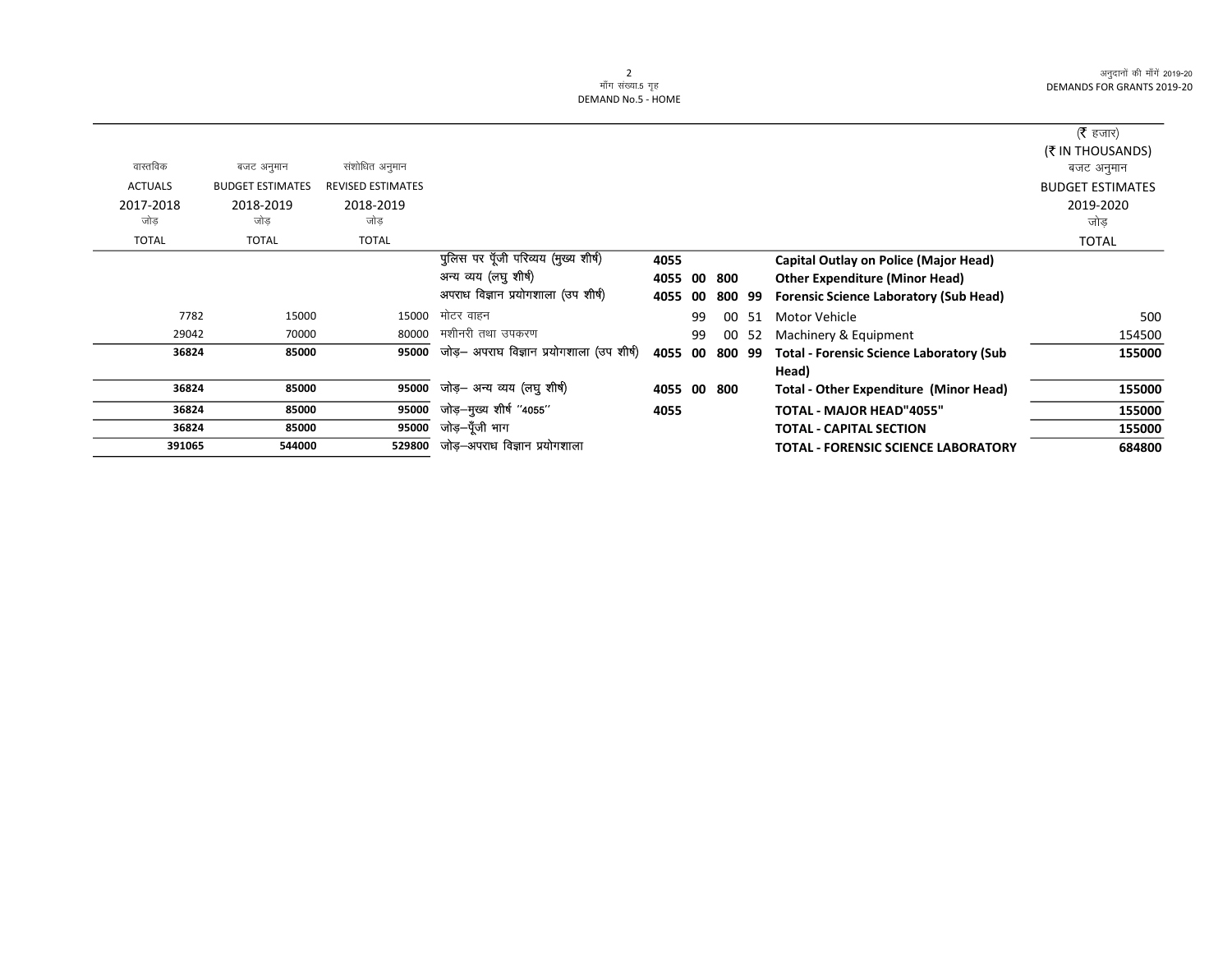| वास्तविक ACTUALS 2017-2018 जोड़ TOTAL | बजट अनुमान BUDGET ESTIMATES 2018-2019 जोड़ TOTAL | संशोधित अनुमान REVISED ESTIMATES 2018-2019 जोड़ TOTAL | | | | | | | (₹ हजार) (₹ IN THOUSANDS) बजट अनुमान BUDGET ESTIMATES 2019-2020 जोड़ TOTAL |
|---|---|---|---|---|---|---|---|---|---|
| | | | पुलिस पर पूँजी परिव्यय (मुख्य शीर्ष) | 4055 | | | | **Capital Outlay on Police (Major Head)** | |
| | | | अन्य व्यय (लघु शीर्ष) | 4055 | 00 | 800 | | **Other Expenditure (Minor Head)** | |
| | | | अपराध विज्ञान प्रयोगशाला (उप शीर्ष) | 4055 | 00 | 800 | 99 | **Forensic Science Laboratory (Sub Head)** | |
| 7782 | 15000 | 15000 | मोटर वाहन | | 99 | 00 | 51 | Motor Vehicle | 500 |
| 29042 | 70000 | 80000 | मशीनरी तथा उपकरण | | 99 | 00 | 52 | Machinery & Equipment | 154500 |
| **36824** | **85000** | **95000** | जोड़– अपराध विज्ञान प्रयोगशाला (उप शीर्ष) | 4055 | 00 | 800 | 99 | **Total - Forensic Science Laboratory (Sub Head)** | **155000** |
| **36824** | **85000** | **95000** | जोड़– अन्य व्यय (लघु शीर्ष) | 4055 | 00 | 800 | | **Total - Other Expenditure (Minor Head)** | **155000** |
| **36824** | **85000** | **95000** | जोड़–मुख्य शीर्ष ''4055'' | 4055 | | | | **TOTAL - MAJOR HEAD"4055"** | **155000** |
| **36824** | **85000** | **95000** | जोड़–पूँजी भाग | | | | | **TOTAL - CAPITAL SECTION** | **155000** |
| **391065** | **544000** | **529800** | जोड़–अपराध विज्ञान प्रयोगशाला | | | | | **TOTAL - FORENSIC SCIENCE LABORATORY** | **684800** |